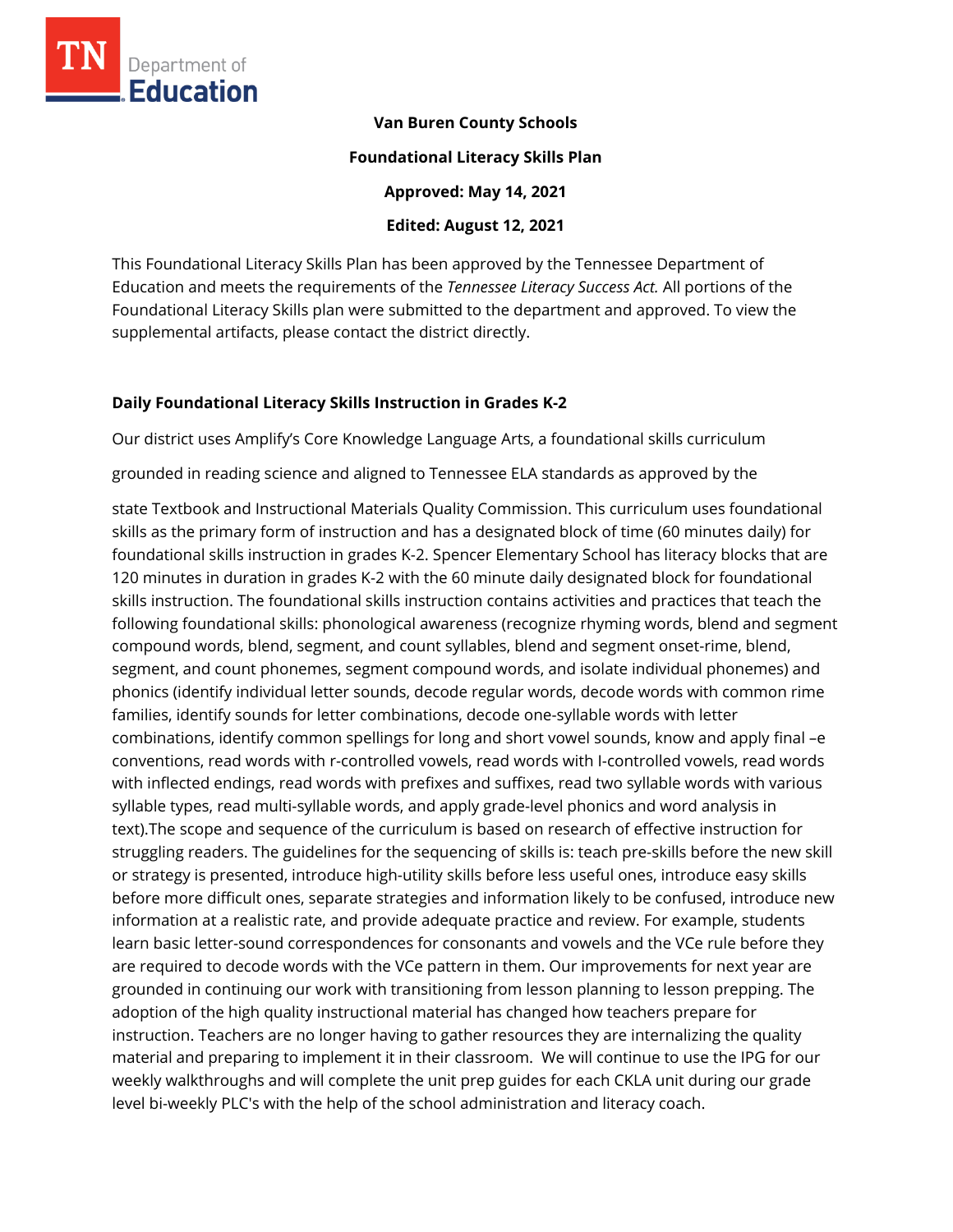**Van Buren County Schools**

**Foundational Literacy Skills Plan**

**Approved: May 14, 2021**

**Edited: August 12, 2021**

This Foundational Literacy Skills Plan has been approved by the Tennessee Department of Education and meets the requirements of the *Tennessee Literacy Success Act.* All portions of the Foundational Literacy Skills plan were submitted to the department and approved. To view the supplemental artifacts, please contact the district directly.

## Daily Foundational Literacy Skills Instruction in Grades K-2

Our district uses Amplify's Core Knowledge Language Arts, a foundational skills curriculum grounded in reading science and aligned to Tennessee ELA standards as approved by the state Textbook and Instructional Materials Quality Commission. This curriculum uses foundational skills as the primary form of instruction and has a designated block of time (60 minutes daily) for foundational skills instruction in grades K-2. Spencer Elementary School has literacy blocks that are 120 minutes in duration in grades K-2 with the 60 minute daily designated block for foundational skills instruction. The foundational skills instruction contains activities and practices that teach the following foundational skills: phonological awareness (recognize rhyming words, blend and segment compound words, blend, segment, and count syllables, blend and segment onset-rime, blend, segment, and count phonemes, segment compound words, and isolate individual phonemes) and phonics (identify individual letter sounds, decode regular words, decode words with common rime families, identify sounds for letter combinations, decode one-syllable words with letter combinations, identify common spellings for long and short vowel sounds, know and apply final –e conventions, read words with r-controlled vowels, read words with l-controlled vowels, read words with inflected endings, read words with prefixes and suffixes, read two syllable words with various syllable types, read multi-syllable words, and apply grade-level phonics and word analysis in text).The scope and sequence of the curriculum is based on research of effective instruction for struggling readers. The guidelines for the sequencing of skills is: teach pre-skills before the new skill or strategy is presented, introduce high-utility skills before less useful ones, introduce easy skills before more difficult ones, separate strategies and information likely to be confused, introduce new information at a realistic rate, and provide adequate practice and review. For example, students learn basic letter-sound correspondences for consonants and vowels and the VCe rule before they are required to decode words with the VCe pattern in them. Our improvements for next year are grounded in continuing our work with transitioning from lesson planning to lesson prepping. The adoption of the high quality instructional material has changed how teachers prepare for instruction. Teachers are no longer having to gather resources they are internalizing the quality material and preparing to implement it in their classroom. We will continue to use the IPG for our weekly walkthroughs and will complete the unit prep guides for each CKLA unit during our grade level bi-weekly PLC's with the help of the school administration and literacy coach.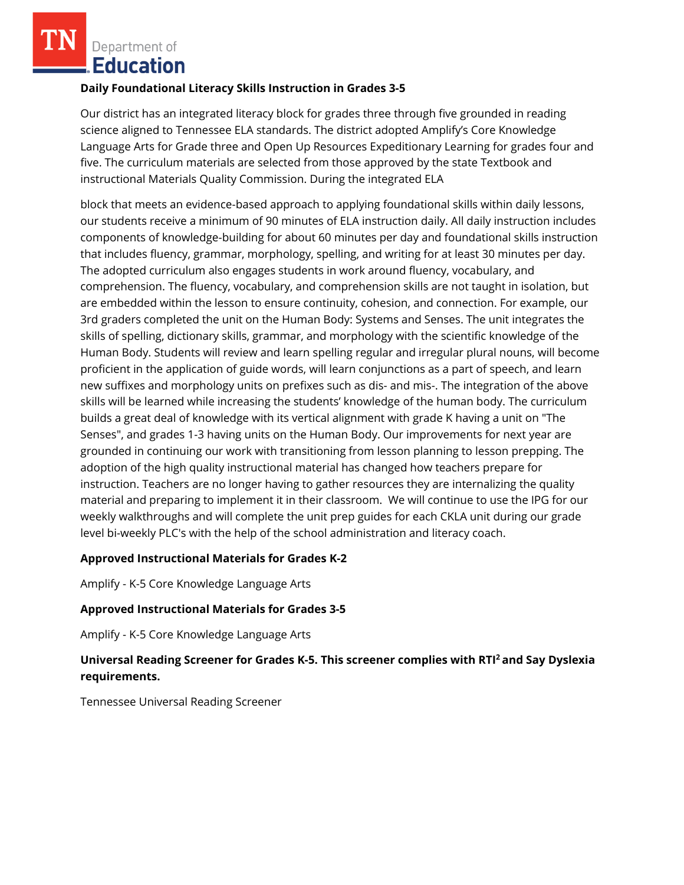**Daily Foundational Literacy Skills Instruction in Grades 3-5**

Our district has an integrated literacy block for grades three through five grounded in reading science aligned to Tennessee ELA standards. The district adopted Amplify's Core Knowledge Language Arts for Grade three and Open Up Resources Expeditionary Learning for grades four and five. The curriculum materials are selected from those approved by the state Textbook and instructional Materials Quality Commission. During the integrated ELA

block that meets an evidence-based approach to applying foundational skills within daily lessons, our students receive a minimum of 90 minutes of ELA instruction daily. All daily instruction includes components of knowledge-building for about 60 minutes per day and foundational skills instruction that includes fluency, grammar, morphology, spelling, and writing for at least 30 minutes per day. The adopted curriculum also engages students in work around fluency, vocabulary, and comprehension. The fluency, vocabulary, and comprehension skills are not taught in isolation, but are embedded within the lesson to ensure continuity, cohesion, and connection. For example, our 3rd graders completed the unit on the Human Body: Systems and Senses. The unit integrates the skills of spelling, dictionary skills, grammar, and morphology with the scientific knowledge of the Human Body. Students will review and learn spelling regular and irregular plural nouns, will become proficient in the application of guide words, will learn conjunctions as a part of speech, and learn new suffixes and morphology units on prefixes such as dis- and mis-. The integration of the above skills will be learned while increasing the students' knowledge of the human body. The curriculum builds a great deal of knowledge with its vertical alignment with grade K having a unit on "The Senses", and grades 1-3 having units on the Human Body. Our improvements for next year are grounded in continuing our work with transitioning from lesson planning to lesson prepping. The adoption of the high quality instructional material has changed how teachers prepare for instruction. Teachers are no longer having to gather resources they are internalizing the quality material and preparing to implement it in their classroom. We will continue to use the IPG for our weekly walkthroughs and will complete the unit prep guides for each CKLA unit during our grade level bi-weekly PLC's with the help of the school administration and literacy coach.

**Approved Instructional Materials for Grades K-2**

Amplify - K-5 Core Knowledge Language Arts

**Approved Instructional Materials for Grades 3-5**

Amplify - K-5 Core Knowledge Language Arts

**Universal Reading Screener for Grades K-5. This screener complies with RTI² and Say Dyslexia requirements.**

Tennessee Universal Reading Screener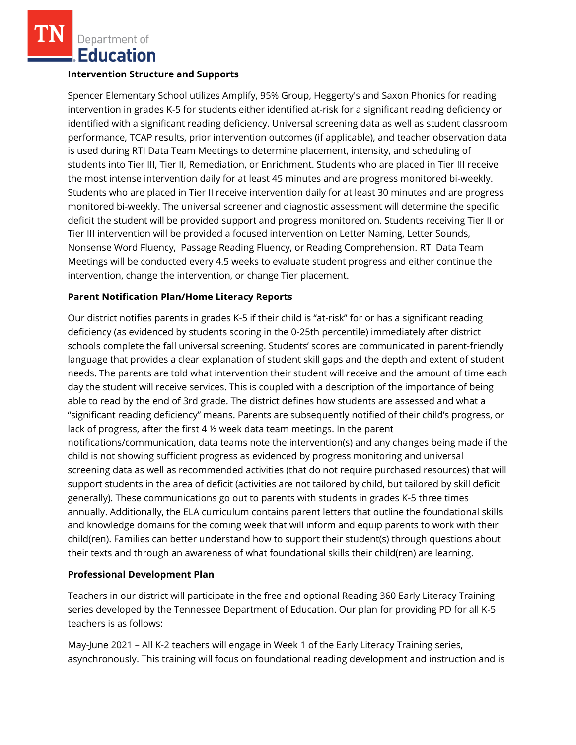## Intervention Structure and Supports

Spencer Elementary School utilizes Amplify, 95% Group, Heggerty's and Saxon Phonics for reading intervention in grades K-5 for students either identified at-risk for a significant reading deficiency or identified with a significant reading deficiency. Universal screening data as well as student classroom performance, TCAP results, prior intervention outcomes (if applicable), and teacher observation data is used during RTI Data Team Meetings to determine placement, intensity, and scheduling of students into Tier III, Tier II, Remediation, or Enrichment. Students who are placed in Tier III receive the most intense intervention daily for at least 45 minutes and are progress monitored bi-weekly. Students who are placed in Tier II receive intervention daily for at least 30 minutes and are progress monitored bi-weekly. The universal screener and diagnostic assessment will determine the specific deficit the student will be provided support and progress monitored on. Students receiving Tier II or Tier III intervention will be provided a focused intervention on Letter Naming, Letter Sounds, Nonsense Word Fluency, Passage Reading Fluency, or Reading Comprehension. RTI Data Team Meetings will be conducted every 4.5 weeks to evaluate student progress and either continue the intervention, change the intervention, or change Tier placement.

## Parent Notification Plan/Home Literacy Reports

Our district notifies parents in grades K-5 if their child is "at-risk" for or has a significant reading deficiency (as evidenced by students scoring in the 0-25th percentile) immediately after district schools complete the fall universal screening. Students' scores are communicated in parent-friendly language that provides a clear explanation of student skill gaps and the depth and extent of student needs. The parents are told what intervention their student will receive and the amount of time each day the student will receive services. This is coupled with a description of the importance of being able to read by the end of 3rd grade. The district defines how students are assessed and what a "significant reading deficiency" means. Parents are subsequently notified of their child's progress, or lack of progress, after the first 4 ½ week data team meetings. In the parent notifications/communication, data teams note the intervention(s) and any changes being made if the child is not showing sufficient progress as evidenced by progress monitoring and universal screening data as well as recommended activities (that do not require purchased resources) that will support students in the area of deficit (activities are not tailored by child, but tailored by skill deficit generally). These communications go out to parents with students in grades K-5 three times annually. Additionally, the ELA curriculum contains parent letters that outline the foundational skills and knowledge domains for the coming week that will inform and equip parents to work with their child(ren). Families can better understand how to support their student(s) through questions about their texts and through an awareness of what foundational skills their child(ren) are learning.

## Professional Development Plan

Teachers in our district will participate in the free and optional Reading 360 Early Literacy Training series developed by the Tennessee Department of Education. Our plan for providing PD for all K-5 teachers is as follows:

May-June 2021 – All K-2 teachers will engage in Week 1 of the Early Literacy Training series, asynchronously. This training will focus on foundational reading development and instruction and is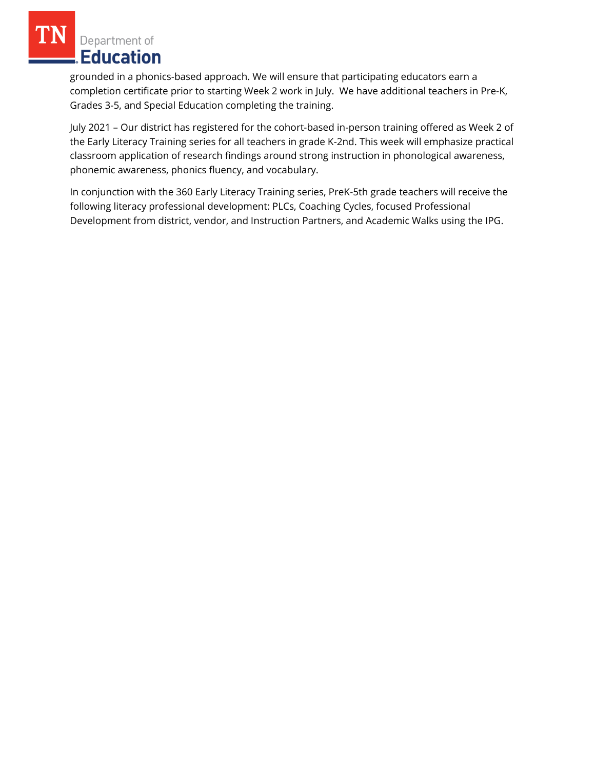grounded in a phonics-based approach. We will ensure that participating educators earn a completion certificate prior to starting Week 2 work in July. We have additional teachers in Pre-K, Grades 3-5, and Special Education completing the training.

July 2021 – Our district has registered for the cohort-based in-person training offered as Week 2 of the Early Literacy Training series for all teachers in grade K-2nd. This week will emphasize practical classroom application of research findings around strong instruction in phonological awareness, phonemic awareness, phonics fluency, and vocabulary.

In conjunction with the 360 Early Literacy Training series, PreK-5th grade teachers will receive the following literacy professional development: PLCs, Coaching Cycles, focused Professional Development from district, vendor, and Instruction Partners, and Academic Walks using the IPG.